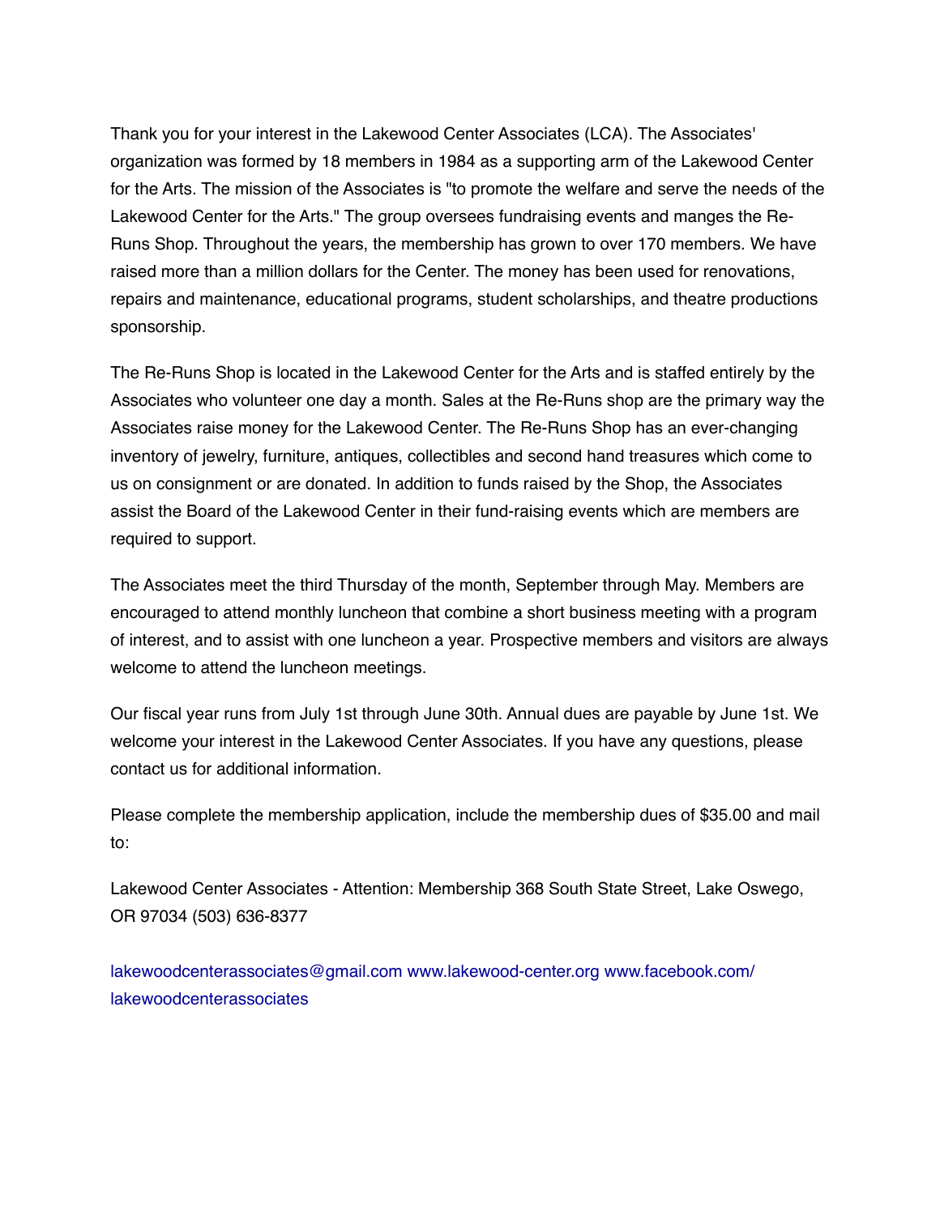Thank you for your interest in the Lakewood Center Associates (LCA). The Associates' organization was formed by 18 members in 1984 as a supporting arm of the Lakewood Center for the Arts. The mission of the Associates is "to promote the welfare and serve the needs of the Lakewood Center for the Arts." The group oversees fundraising events and manges the Re-Runs Shop. Throughout the years, the membership has grown to over 170 members. We have raised more than a million dollars for the Center. The money has been used for renovations, repairs and maintenance, educational programs, student scholarships, and theatre productions sponsorship.

The Re-Runs Shop is located in the Lakewood Center for the Arts and is staffed entirely by the Associates who volunteer one day a month. Sales at the Re-Runs shop are the primary way the Associates raise money for the Lakewood Center. The Re-Runs Shop has an ever-changing inventory of jewelry, furniture, antiques, collectibles and second hand treasures which come to us on consignment or are donated. In addition to funds raised by the Shop, the Associates assist the Board of the Lakewood Center in their fund-raising events which are members are required to support.

The Associates meet the third Thursday of the month, September through May. Members are encouraged to attend monthly luncheon that combine a short business meeting with a program of interest, and to assist with one luncheon a year. Prospective members and visitors are always welcome to attend the luncheon meetings.

Our fiscal year runs from July 1st through June 30th. Annual dues are payable by June 1st. We welcome your interest in the Lakewood Center Associates. If you have any questions, please contact us for additional information.

Please complete the membership application, include the membership dues of $35.00 and mail to:

Lakewood Center Associates - Attention: Membership 368 South State Street, Lake Oswego, OR 97034 (503) 636-8377

lakewoodcenterassociates@gmail.com www.lakewood-center.org www.facebook.com/lakewoodcenterassociates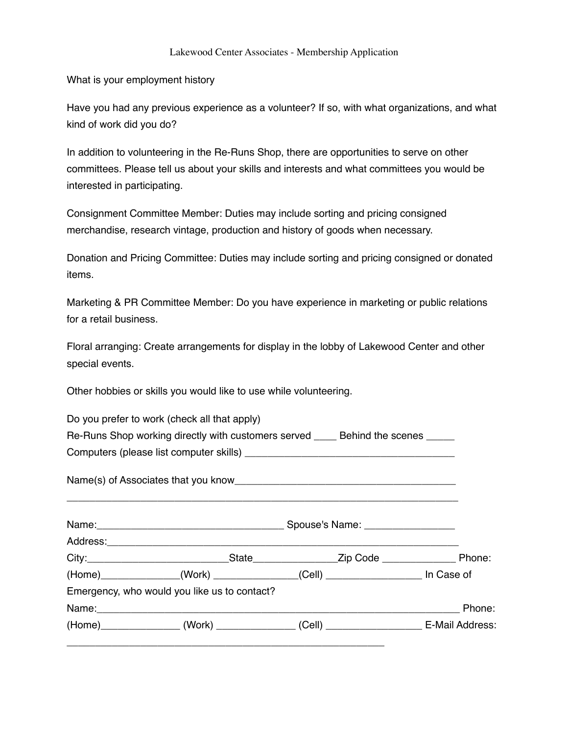Lakewood Center Associates - Membership Application

What is your employment history

Have you had any previous experience as a volunteer? If so, with what organizations, and what kind of work did you do?

In addition to volunteering in the Re-Runs Shop, there are opportunities to serve on other committees. Please tell us about your skills and interests and what committees you would be interested in participating.

Consignment Committee Member: Duties may include sorting and pricing consigned merchandise, research vintage, production and history of goods when necessary.

Donation and Pricing Committee: Duties may include sorting and pricing consigned or donated items.

Marketing & PR Committee Member: Do you have experience in marketing or public relations for a retail business.

Floral arranging: Create arrangements for display in the lobby of Lakewood Center and other special events.

Other hobbies or skills you would like to use while volunteering.

Do you prefer to work (check all that apply)
Re-Runs Shop working directly with customers served ____ Behind the scenes _____
Computers (please list computer skills) ______________________________________

Name(s) of Associates that you know________________________________________
_________________________________________________________________________

Name:__________________________________ Spouse's Name: ________________
Address:__________________________________________________________________
City:_________________________State_______________Zip Code _____________ Phone:
(Home)______________(Work) _______________(Cell) _________________ In Case of Emergency, who would you like us to contact?
Name:__________________________________________________________________ Phone:
(Home)______________ (Work) ______________ (Cell) _________________ E-Mail Address:
___________________________________________________________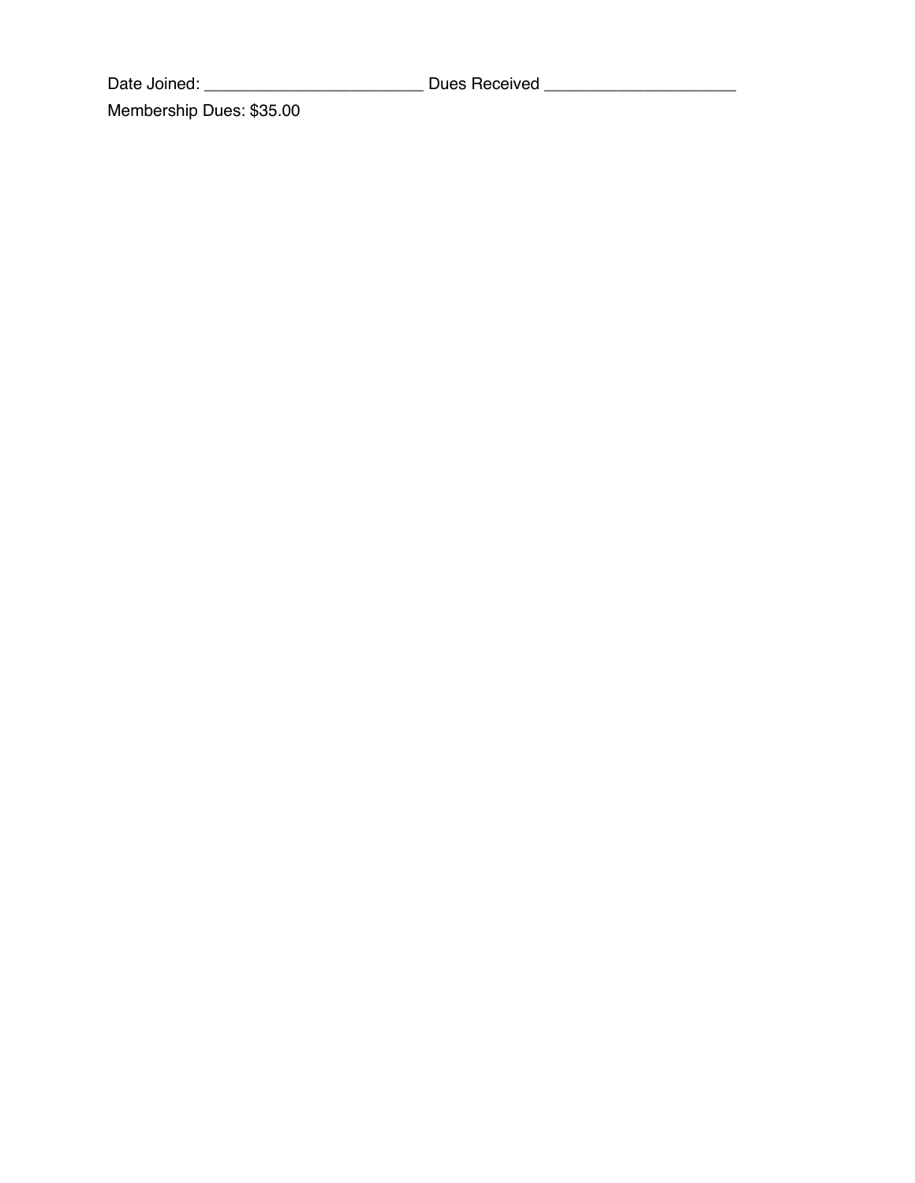Date Joined: ________________________ Dues Received _____________________

Membership Dues: $35.00